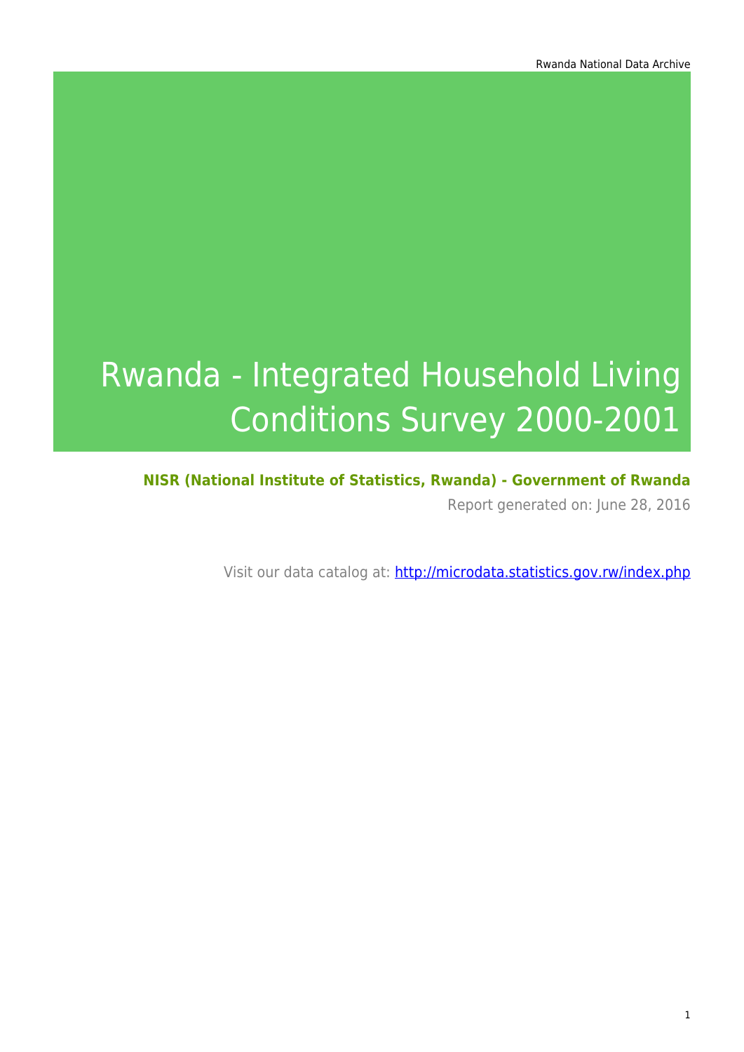# Rwanda - Integrated Household Living Conditions Survey 2000-2001

**NISR (National Institute of Statistics, Rwanda) - Government of Rwanda**

Report generated on: June 28, 2016

Visit our data catalog at: [http://microdata.statistics.gov.rw/index.php](http://microdata.statistics.gov.rw/index.php)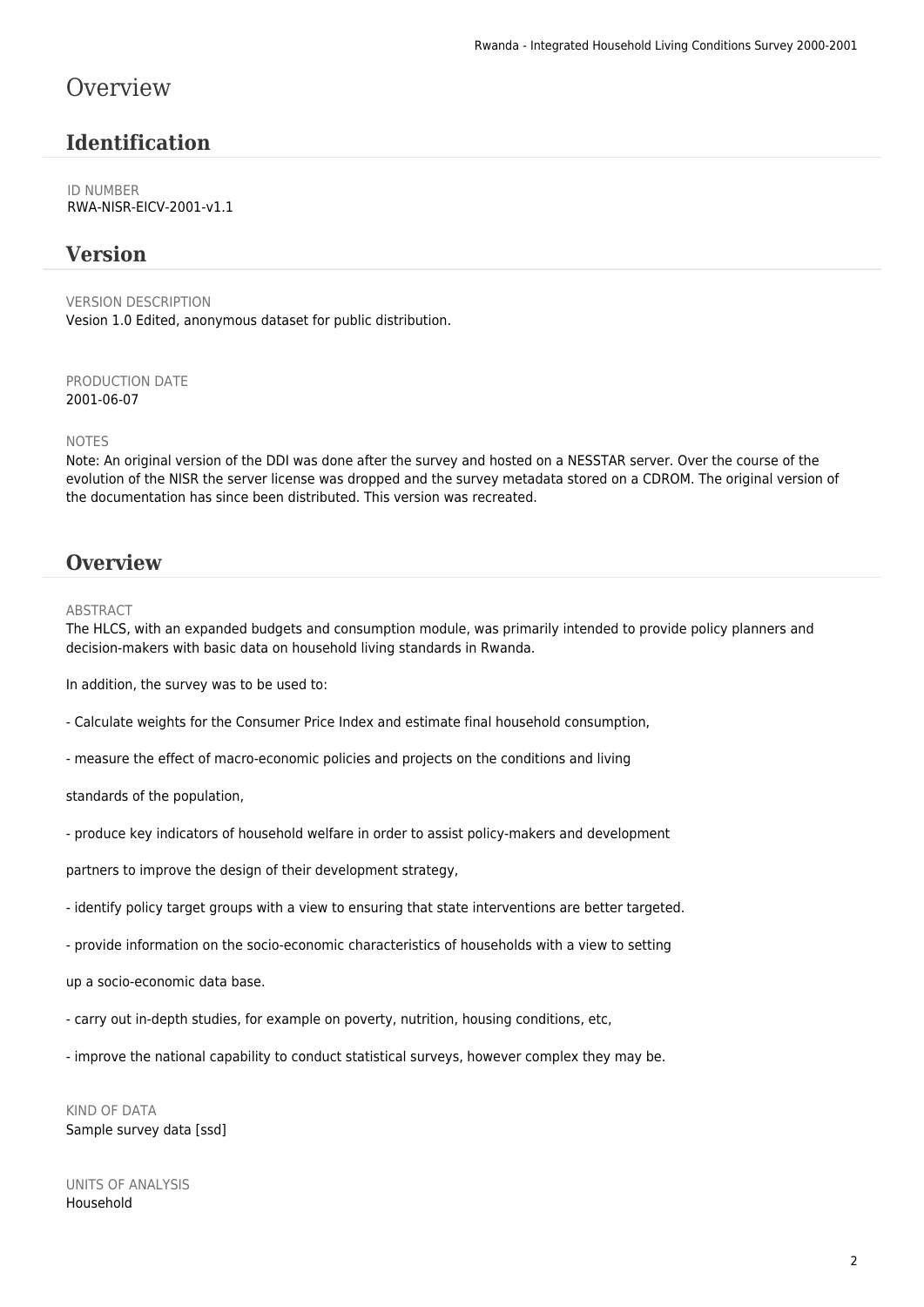# Overview

## Identification

ID NUMBER
RWA-NISR-EICV-2001-v1.1

## Version

VERSION DESCRIPTION
Vesion 1.0 Edited, anonymous dataset for public distribution.

PRODUCTION DATE
2001-06-07

NOTES
Note: An original version of the DDI was done after the survey and hosted on a NESSTAR server. Over the course of the evolution of the NISR the server license was dropped and the survey metadata stored on a CDROM. The original version of the documentation has since been distributed. This version was recreated.

## Overview

ABSTRACT
The HLCS, with an expanded budgets and consumption module, was primarily intended to provide policy planners and decision-makers with basic data on household living standards in Rwanda.

In addition, the survey was to be used to:

- Calculate weights for the Consumer Price Index and estimate final household consumption,

- measure the effect of macro-economic policies and projects on the conditions and living

standards of the population,

- produce key indicators of household welfare in order to assist policy-makers and development

partners to improve the design of their development strategy,

- identify policy target groups with a view to ensuring that state interventions are better targeted.

- provide information on the socio-economic characteristics of households with a view to setting

up a socio-economic data base.

- carry out in-depth studies, for example on poverty, nutrition, housing conditions, etc,

- improve the national capability to conduct statistical surveys, however complex they may be.

KIND OF DATA
Sample survey data [ssd]

UNITS OF ANALYSIS
Household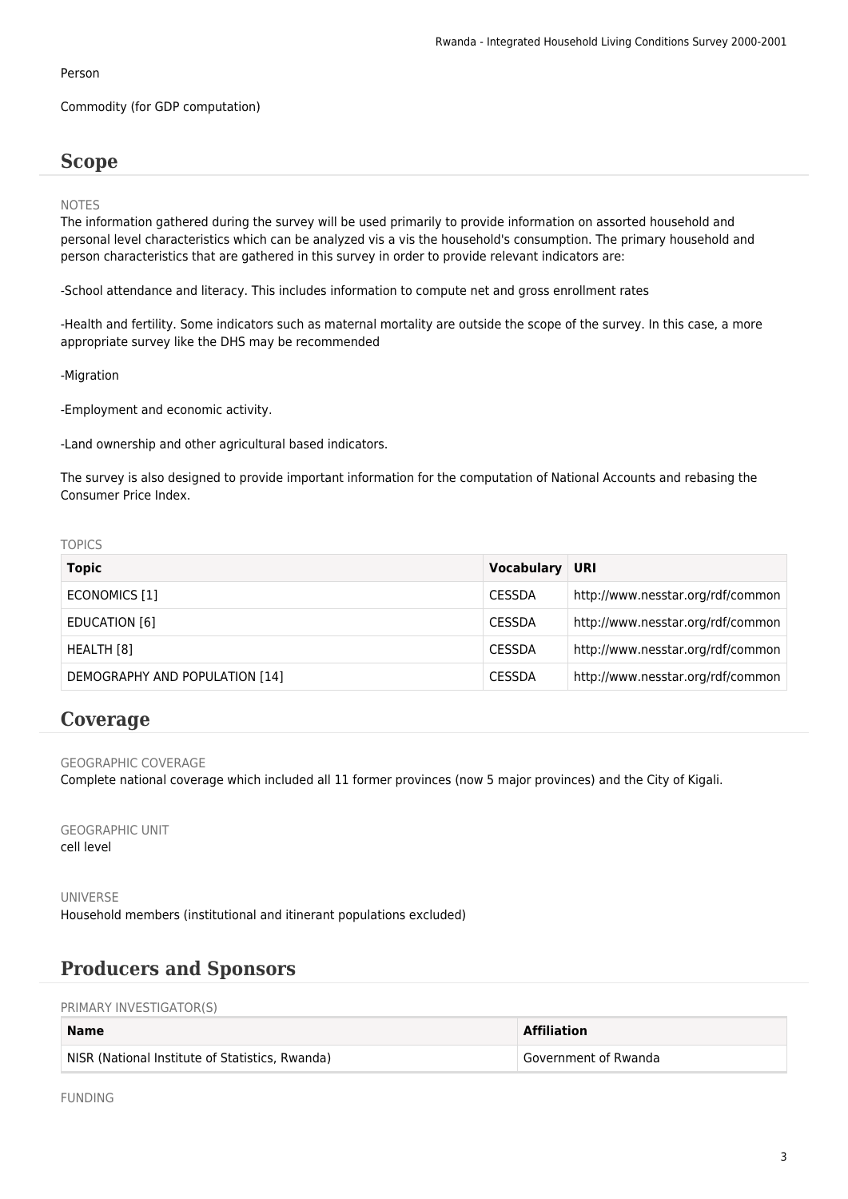Person

Commodity (for GDP computation)

## Scope

NOTES

The information gathered during the survey will be used primarily to provide information on assorted household and personal level characteristics which can be analyzed vis a vis the household's consumption. The primary household and person characteristics that are gathered in this survey in order to provide relevant indicators are:

-School attendance and literacy. This includes information to compute net and gross enrollment rates

-Health and fertility. Some indicators such as maternal mortality are outside the scope of the survey. In this case, a more appropriate survey like the DHS may be recommended

-Migration

-Employment and economic activity.

-Land ownership and other agricultural based indicators.

The survey is also designed to provide important information for the computation of National Accounts and rebasing the Consumer Price Index.

TOPICS

| Topic | Vocabulary | URI |
| --- | --- | --- |
| ECONOMICS [1] | CESSDA | http://www.nesstar.org/rdf/common |
| EDUCATION [6] | CESSDA | http://www.nesstar.org/rdf/common |
| HEALTH [8] | CESSDA | http://www.nesstar.org/rdf/common |
| DEMOGRAPHY AND POPULATION [14] | CESSDA | http://www.nesstar.org/rdf/common |

## Coverage

GEOGRAPHIC COVERAGE

Complete national coverage which included all 11 former provinces (now 5 major provinces) and the City of Kigali.

GEOGRAPHIC UNIT

cell level

UNIVERSE

Household members (institutional and itinerant populations excluded)

## Producers and Sponsors

PRIMARY INVESTIGATOR(S)

| Name | Affiliation |
| --- | --- |
| NISR (National Institute of Statistics, Rwanda) | Government of Rwanda |

FUNDING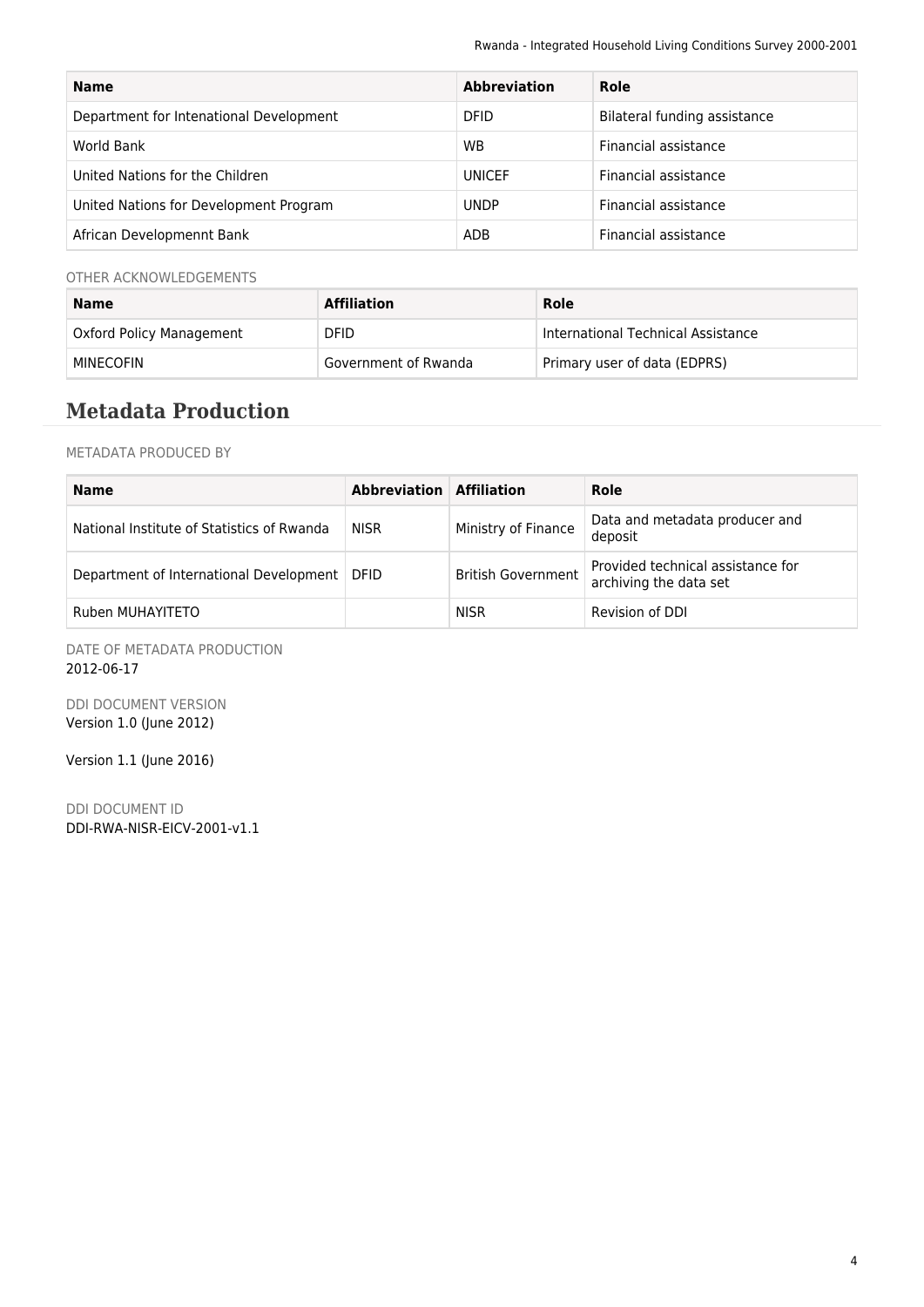| Name | Abbreviation | Role |
|---|---|---|
| Department for Intenational Development | DFID | Bilateral funding assistance |
| World Bank | WB | Financial assistance |
| United Nations for the Children | UNICEF | Financial assistance |
| United Nations for Development Program | UNDP | Financial assistance |
| African Developmennt Bank | ADB | Financial assistance |

OTHER ACKNOWLEDGEMENTS

| Name | Affiliation | Role |
|---|---|---|
| Oxford Policy Management | DFID | International Technical Assistance |
| MINECOFIN | Government of Rwanda | Primary user of data (EDPRS) |

## Metadata Production

METADATA PRODUCED BY

| Name | Abbreviation | Affiliation | Role |
|---|---|---|---|
| National Institute of Statistics of Rwanda | NISR | Ministry of Finance | Data and metadata producer and deposit |
| Department of International Development | DFID | British Government | Provided technical assistance for archiving the data set |
| Ruben MUHAYITETO | | NISR | Revision of DDI |

DATE OF METADATA PRODUCTION
2012-06-17

DDI DOCUMENT VERSION
Version 1.0 (June 2012)

Version 1.1 (June 2016)

DDI DOCUMENT ID
DDI-RWA-NISR-EICV-2001-v1.1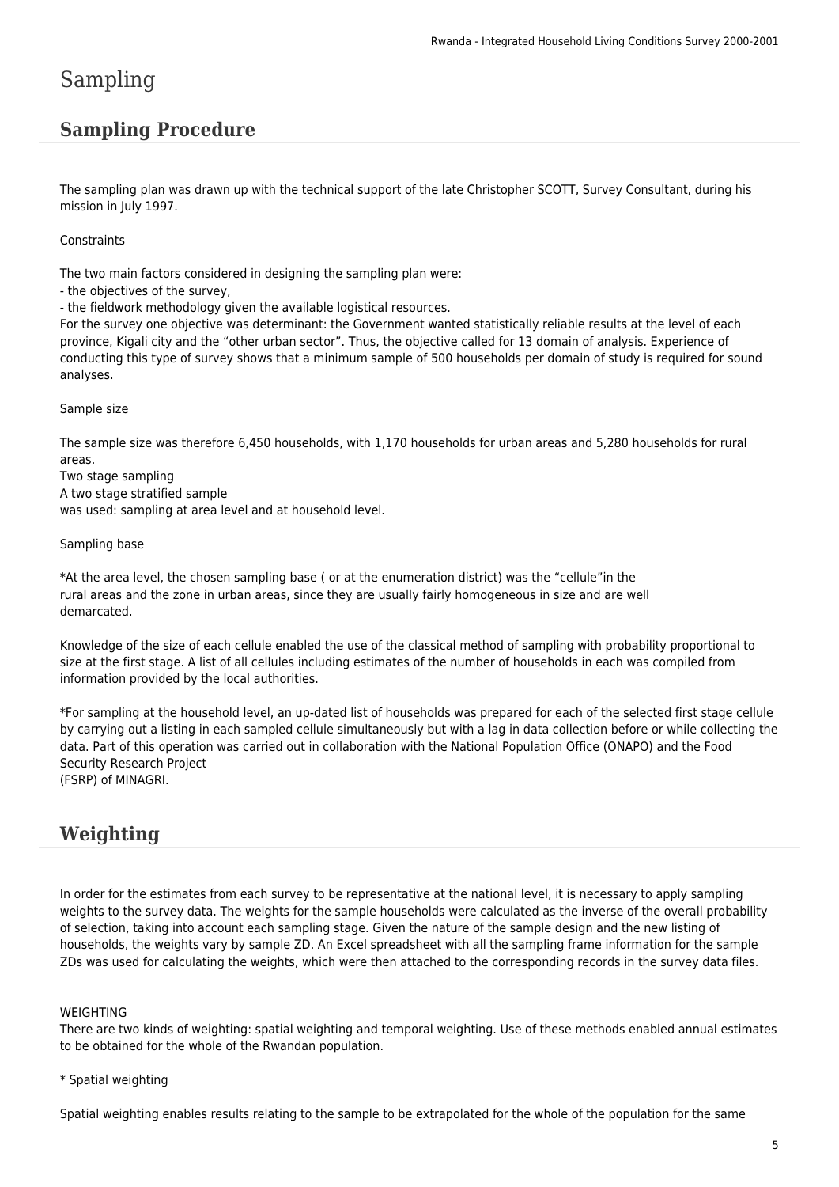# Sampling

## Sampling Procedure

The sampling plan was drawn up with the technical support of the late Christopher SCOTT, Survey Consultant, during his mission in July 1997.

Constraints

The two main factors considered in designing the sampling plan were:
- the objectives of the survey,
- the fieldwork methodology given the available logistical resources.

For the survey one objective was determinant: the Government wanted statistically reliable results at the level of each province, Kigali city and the "other urban sector". Thus, the objective called for 13 domain of analysis. Experience of conducting this type of survey shows that a minimum sample of 500 households per domain of study is required for sound analyses.

Sample size

The sample size was therefore 6,450 households, with 1,170 households for urban areas and 5,280 households for rural areas.
Two stage sampling
A two stage stratified sample
was used: sampling at area level and at household level.

Sampling base

*At the area level, the chosen sampling base ( or at the enumeration district) was the "cellule"in the rural areas and the zone in urban areas, since they are usually fairly homogeneous in size and are well demarcated.

Knowledge of the size of each cellule enabled the use of the classical method of sampling with probability proportional to size at the first stage. A list of all cellules including estimates of the number of households in each was compiled from information provided by the local authorities.

*For sampling at the household level, an up-dated list of households was prepared for each of the selected first stage cellule by carrying out a listing in each sampled cellule simultaneously but with a lag in data collection before or while collecting the data. Part of this operation was carried out in collaboration with the National Population Office (ONAPO) and the Food Security Research Project
(FSRP) of MINAGRI.

## Weighting

In order for the estimates from each survey to be representative at the national level, it is necessary to apply sampling weights to the survey data. The weights for the sample households were calculated as the inverse of the overall probability of selection, taking into account each sampling stage. Given the nature of the sample design and the new listing of households, the weights vary by sample ZD. An Excel spreadsheet with all the sampling frame information for the sample ZDs was used for calculating the weights, which were then attached to the corresponding records in the survey data files.

WEIGHTING
There are two kinds of weighting: spatial weighting and temporal weighting. Use of these methods enabled annual estimates to be obtained for the whole of the Rwandan population.

* Spatial weighting

Spatial weighting enables results relating to the sample to be extrapolated for the whole of the population for the same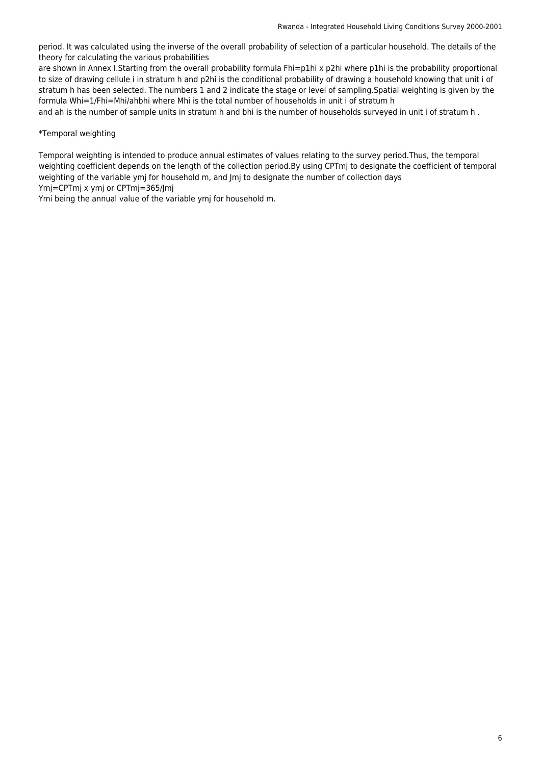period. It was calculated using the inverse of the overall probability of selection of a particular household. The details of the theory for calculating the various probabilities
are shown in Annex I.Starting from the overall probability formula $F_{hi}=p_{1hi} \times p_{2hi}$ where $p_{1hi}$ is the probability proportional to size of drawing cellule i in stratum h and $p_{2hi}$ is the conditional probability of drawing a household knowing that unit i of stratum h has been selected. The numbers 1 and 2 indicate the stage or level of sampling.Spatial weighting is given by the formula $W_{hi}=1/F_{hi}=M_{hi}/a_h b_{hi}$ where $M_{hi}$ is the total number of households in unit i of stratum h
and $a_h$ is the number of sample units in stratum h and $b_{hi}$ is the number of households surveyed in unit i of stratum h .

*Temporal weighting

Temporal weighting is intended to produce annual estimates of values relating to the survey period.Thus, the temporal weighting coefficient depends on the length of the collection period.By using $CPT_{mj}$ to designate the coefficient of temporal weighting of the variable $y_{mj}$ for household m, and $J_{mj}$ to designate the number of collection days
$Y_{mj}=CPT_{mj} \times y_{mj}$ or $CPT_{mj}=365/J_{mj}$
$Y_{mi}$ being the annual value of the variable $y_{mj}$ for household m.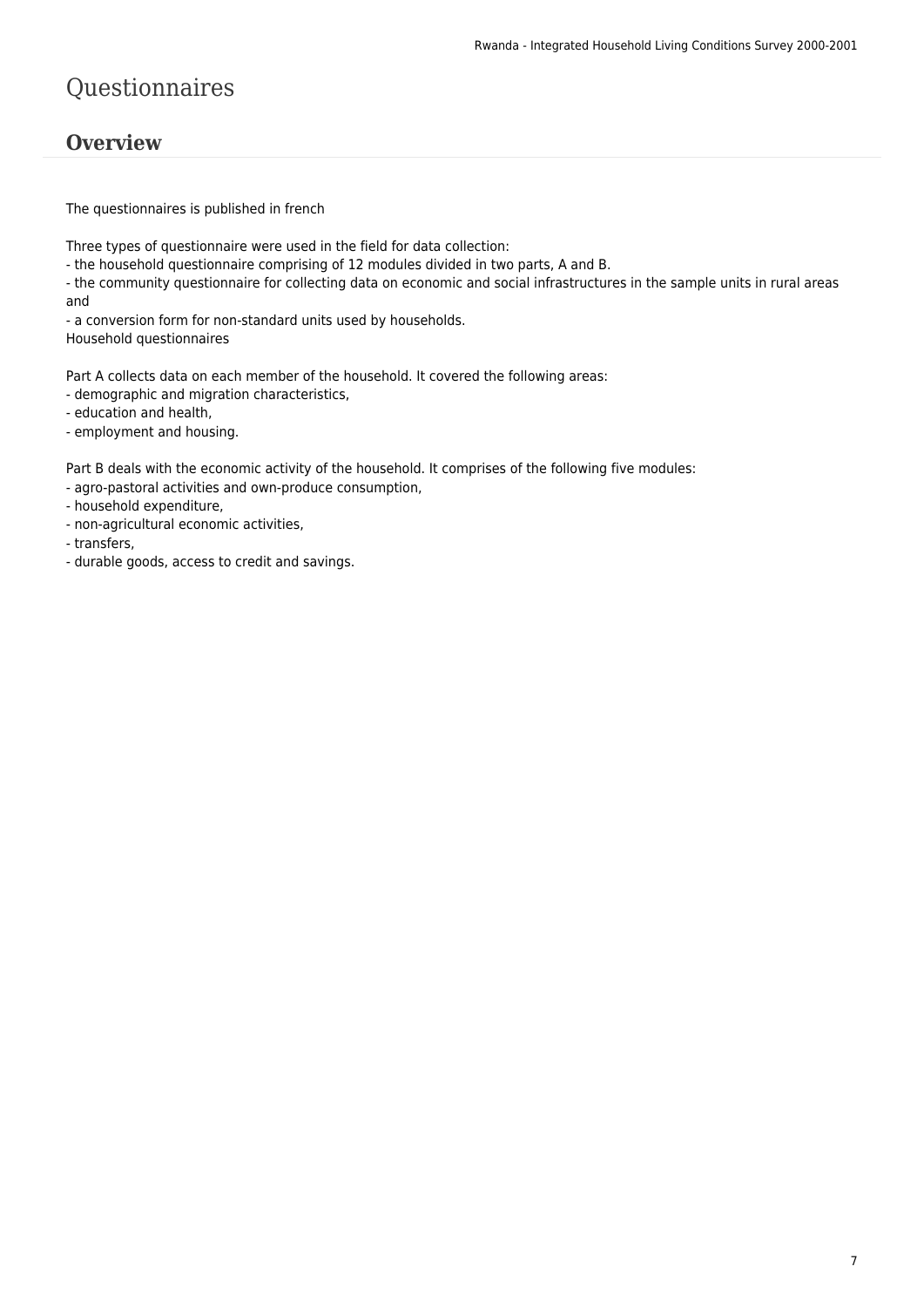# Questionnaires

## Overview

The questionnaires is published in french

Three types of questionnaire were used in the field for data collection:
- the household questionnaire comprising of 12 modules divided in two parts, A and B.
- the community questionnaire for collecting data on economic and social infrastructures in the sample units in rural areas and
- a conversion form for non-standard units used by households.

Household questionnaires

Part A collects data on each member of the household. It covered the following areas:
- demographic and migration characteristics,
- education and health,
- employment and housing.

Part B deals with the economic activity of the household. It comprises of the following five modules:
- agro-pastoral activities and own-produce consumption,
- household expenditure,
- non-agricultural economic activities,
- transfers,
- durable goods, access to credit and savings.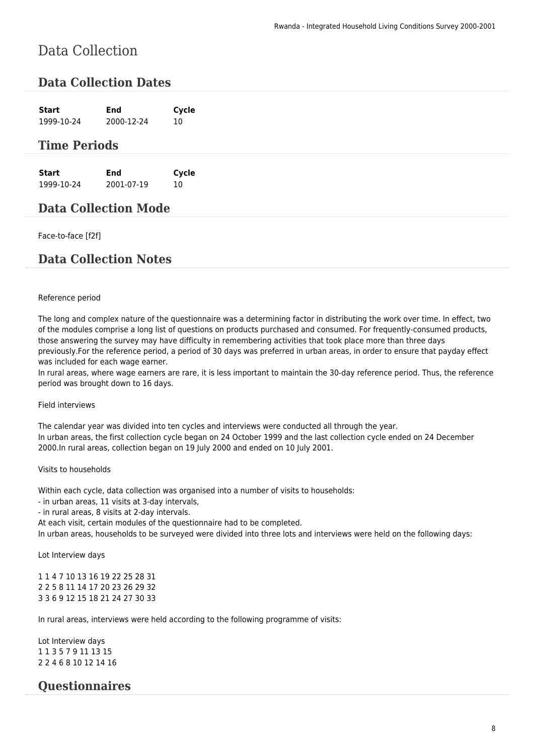# Data Collection

## Data Collection Dates

| Start | End | Cycle |
| --- | --- | --- |
| 1999-10-24 | 2000-12-24 | 10 |

## Time Periods

| Start | End | Cycle |
| --- | --- | --- |
| 1999-10-24 | 2001-07-19 | 10 |

## Data Collection Mode

Face-to-face [f2f]

## Data Collection Notes

Reference period

The long and complex nature of the questionnaire was a determining factor in distributing the work over time. In effect, two of the modules comprise a long list of questions on products purchased and consumed. For frequently-consumed products, those answering the survey may have difficulty in remembering activities that took place more than three days previously.For the reference period, a period of 30 days was preferred in urban areas, in order to ensure that payday effect was included for each wage earner.
In rural areas, where wage earners are rare, it is less important to maintain the 30-day reference period. Thus, the reference period was brought down to 16 days.

Field interviews

The calendar year was divided into ten cycles and interviews were conducted all through the year.
In urban areas, the first collection cycle began on 24 October 1999 and the last collection cycle ended on 24 December 2000.In rural areas, collection began on 19 July 2000 and ended on 10 July 2001.

Visits to households

Within each cycle, data collection was organised into a number of visits to households:
- in urban areas, 11 visits at 3-day intervals,
- in rural areas, 8 visits at 2-day intervals.

At each visit, certain modules of the questionnaire had to be completed.
In urban areas, households to be surveyed were divided into three lots and interviews were held on the following days:

Lot Interview days

1 1 4 7 10 13 16 19 22 25 28 31
2 2 5 8 11 14 17 20 23 26 29 32
3 3 6 9 12 15 18 21 24 27 30 33

In rural areas, interviews were held according to the following programme of visits:

Lot Interview days
1 1 3 5 7 9 11 13 15
2 2 4 6 8 10 12 14 16

## Questionnaires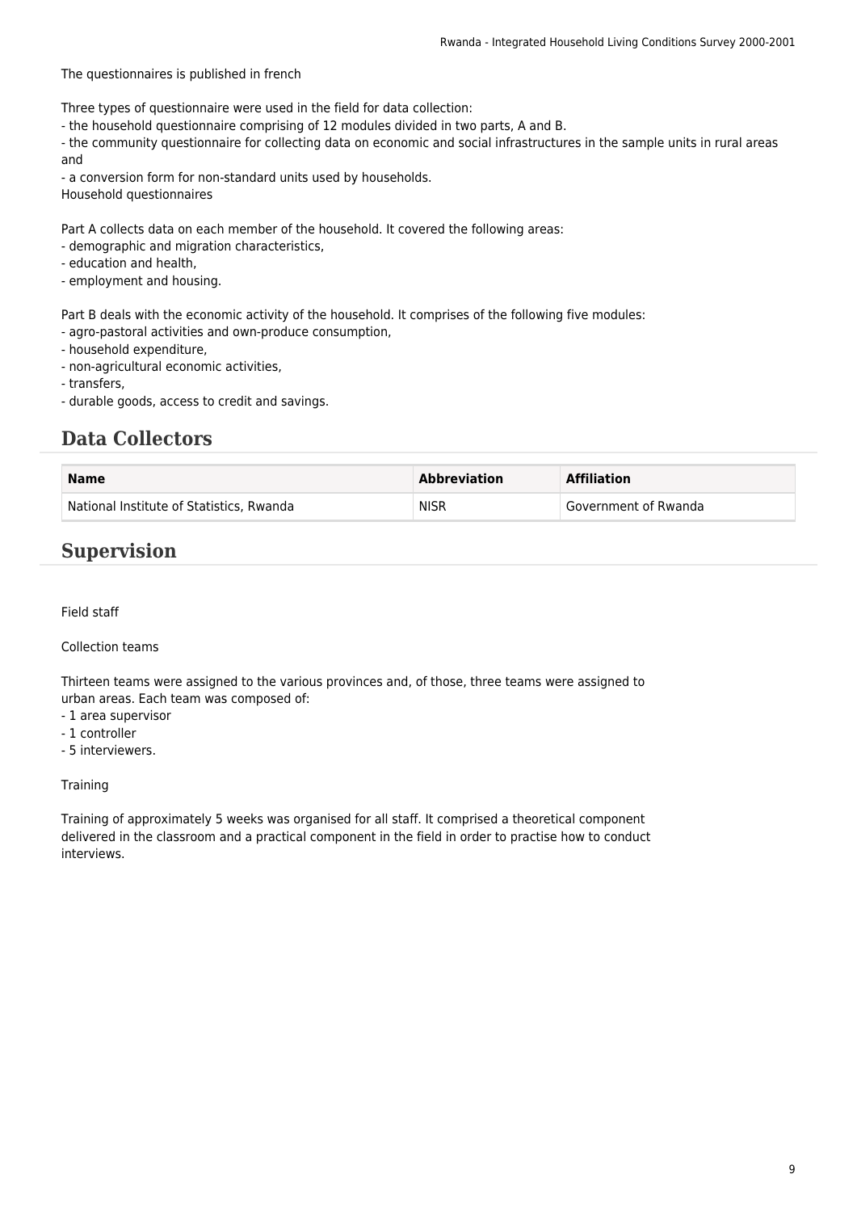The questionnaires is published in french

Three types of questionnaire were used in the field for data collection:
- the household questionnaire comprising of 12 modules divided in two parts, A and B.
- the community questionnaire for collecting data on economic and social infrastructures in the sample units in rural areas and
- a conversion form for non-standard units used by households.

Household questionnaires

Part A collects data on each member of the household. It covered the following areas:
- demographic and migration characteristics,
- education and health,
- employment and housing.

Part B deals with the economic activity of the household. It comprises of the following five modules:
- agro-pastoral activities and own-produce consumption,
- household expenditure,
- non-agricultural economic activities,
- transfers,
- durable goods, access to credit and savings.

## Data Collectors

| Name | Abbreviation | Affiliation |
| --- | --- | --- |
| National Institute of Statistics, Rwanda | NISR | Government of Rwanda |

## Supervision

Field staff

Collection teams

Thirteen teams were assigned to the various provinces and, of those, three teams were assigned to urban areas. Each team was composed of:
- 1 area supervisor
- 1 controller
- 5 interviewers.

Training

Training of approximately 5 weeks was organised for all staff. It comprised a theoretical component delivered in the classroom and a practical component in the field in order to practise how to conduct interviews.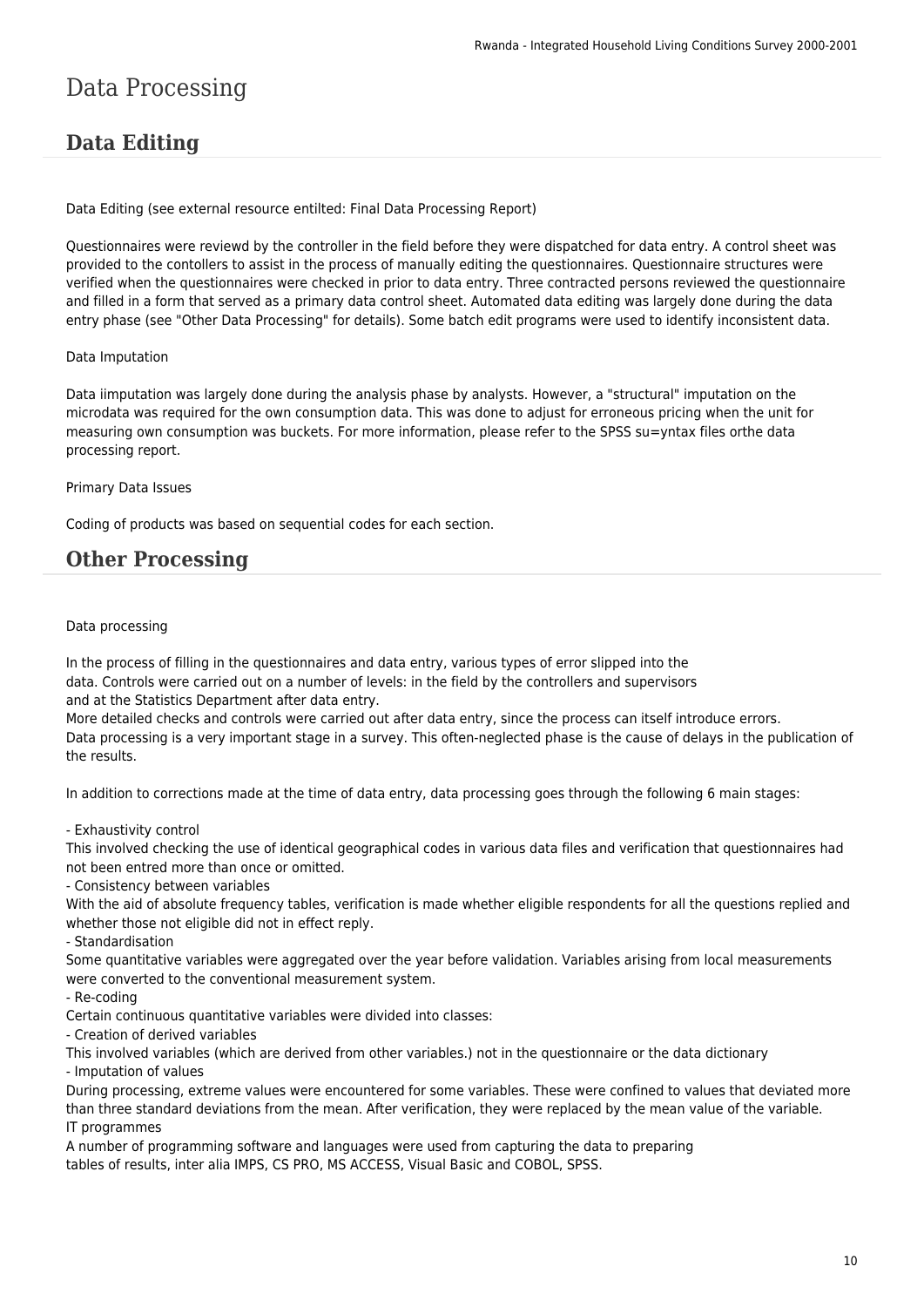# Data Processing

## Data Editing

Data Editing (see external resource entilted: Final Data Processing Report)

Questionnaires were reviewd by the controller in the field before they were dispatched for data entry. A control sheet was provided to the contollers to assist in the process of manually editing the questionnaires. Questionnaire structures were verified when the questionnaires were checked in prior to data entry. Three contracted persons reviewed the questionnaire and filled in a form that served as a primary data control sheet. Automated data editing was largely done during the data entry phase (see "Other Data Processing" for details). Some batch edit programs were used to identify inconsistent data.

Data Imputation

Data iimputation was largely done during the analysis phase by analysts. However, a "structural" imputation on the microdata was required for the own consumption data. This was done to adjust for erroneous pricing when the unit for measuring own consumption was buckets. For more information, please refer to the SPSS su=yntax files orthe data processing report.

Primary Data Issues

Coding of products was based on sequential codes for each section.

## Other Processing

Data processing

In the process of filling in the questionnaires and data entry, various types of error slipped into the data. Controls were carried out on a number of levels: in the field by the controllers and supervisors and at the Statistics Department after data entry.
More detailed checks and controls were carried out after data entry, since the process can itself introduce errors.
Data processing is a very important stage in a survey. This often-neglected phase is the cause of delays in the publication of the results.

In addition to corrections made at the time of data entry, data processing goes through the following 6 main stages:

- Exhaustivity control
This involved checking the use of identical geographical codes in various data files and verification that questionnaires had not been entred more than once or omitted.
- Consistency between variables
With the aid of absolute frequency tables, verification is made whether eligible respondents for all the questions replied and whether those not eligible did not in effect reply.
- Standardisation
Some quantitative variables were aggregated over the year before validation. Variables arising from local measurements were converted to the conventional measurement system.
- Re-coding
Certain continuous quantitative variables were divided into classes:
- Creation of derived variables
This involved variables (which are derived from other variables.) not in the questionnaire or the data dictionary
- Imputation of values
During processing, extreme values were encountered for some variables. These were confined to values that deviated more than three standard deviations from the mean. After verification, they were replaced by the mean value of the variable.
IT programmes
A number of programming software and languages were used from capturing the data to preparing tables of results, inter alia IMPS, CS PRO, MS ACCESS, Visual Basic and COBOL, SPSS.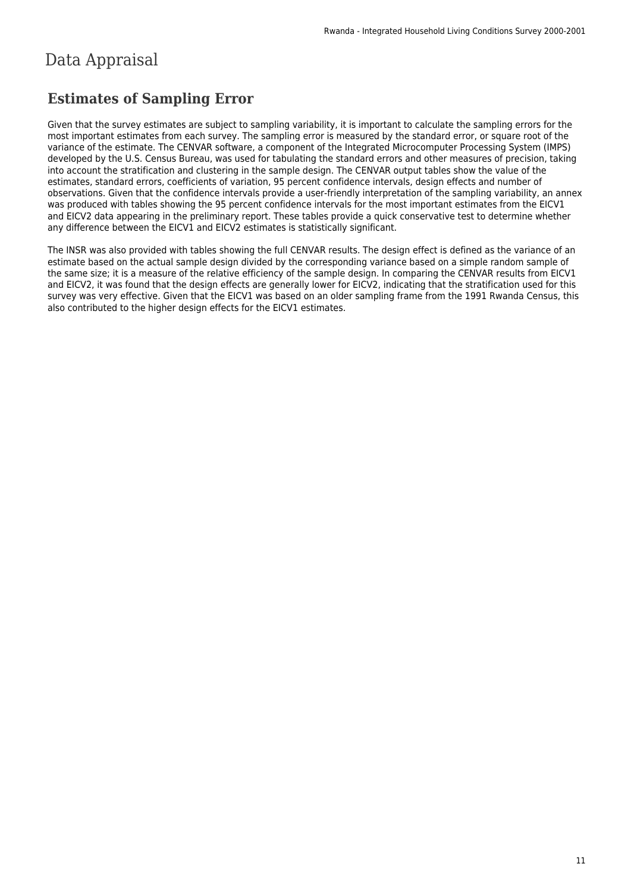# Data Appraisal

## Estimates of Sampling Error

Given that the survey estimates are subject to sampling variability, it is important to calculate the sampling errors for the most important estimates from each survey. The sampling error is measured by the standard error, or square root of the variance of the estimate. The CENVAR software, a component of the Integrated Microcomputer Processing System (IMPS) developed by the U.S. Census Bureau, was used for tabulating the standard errors and other measures of precision, taking into account the stratification and clustering in the sample design. The CENVAR output tables show the value of the estimates, standard errors, coefficients of variation, 95 percent confidence intervals, design effects and number of observations. Given that the confidence intervals provide a user-friendly interpretation of the sampling variability, an annex was produced with tables showing the 95 percent confidence intervals for the most important estimates from the EICV1 and EICV2 data appearing in the preliminary report. These tables provide a quick conservative test to determine whether any difference between the EICV1 and EICV2 estimates is statistically significant.

The INSR was also provided with tables showing the full CENVAR results. The design effect is defined as the variance of an estimate based on the actual sample design divided by the corresponding variance based on a simple random sample of the same size; it is a measure of the relative efficiency of the sample design. In comparing the CENVAR results from EICV1 and EICV2, it was found that the design effects are generally lower for EICV2, indicating that the stratification used for this survey was very effective. Given that the EICV1 was based on an older sampling frame from the 1991 Rwanda Census, this also contributed to the higher design effects for the EICV1 estimates.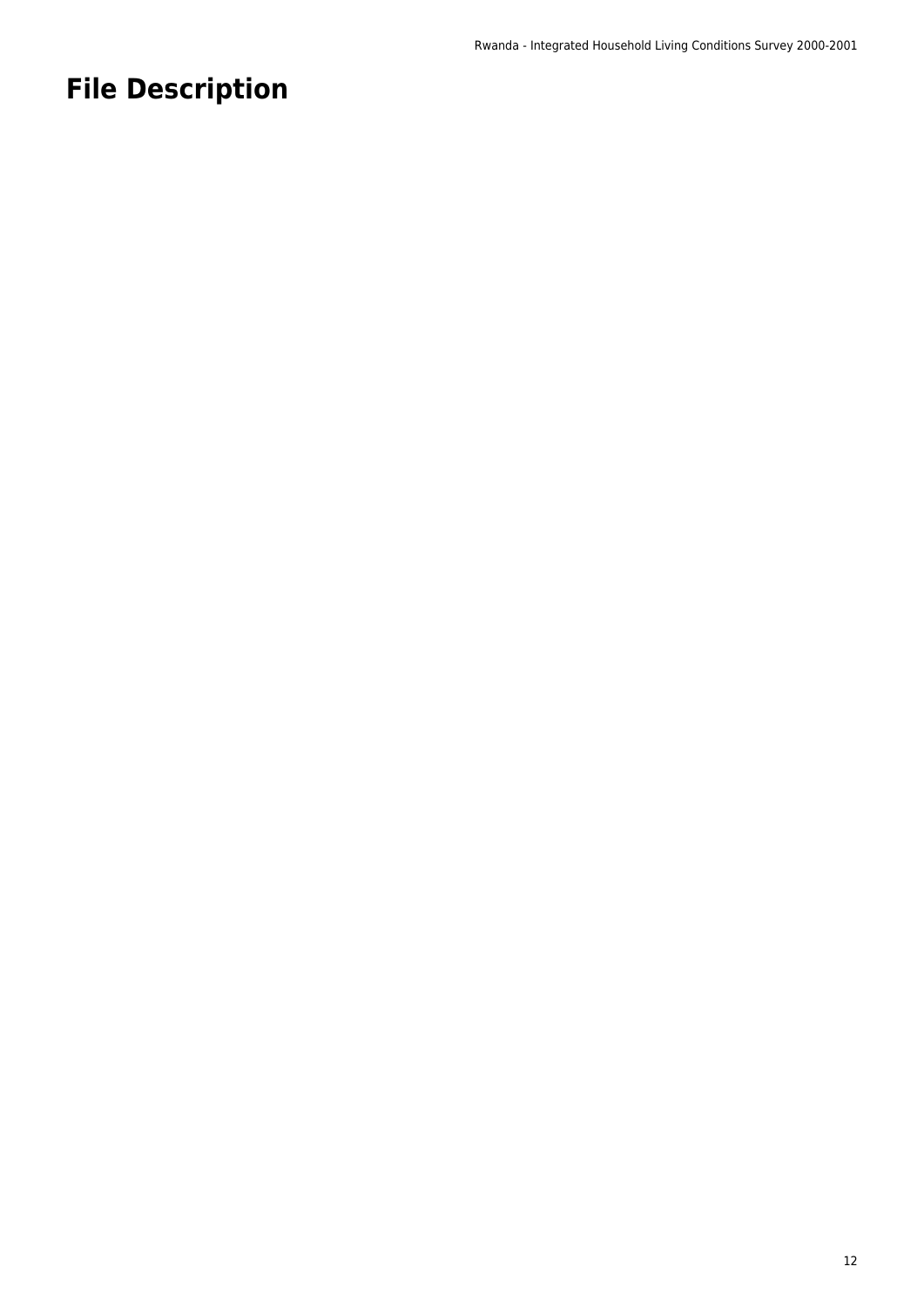# File Description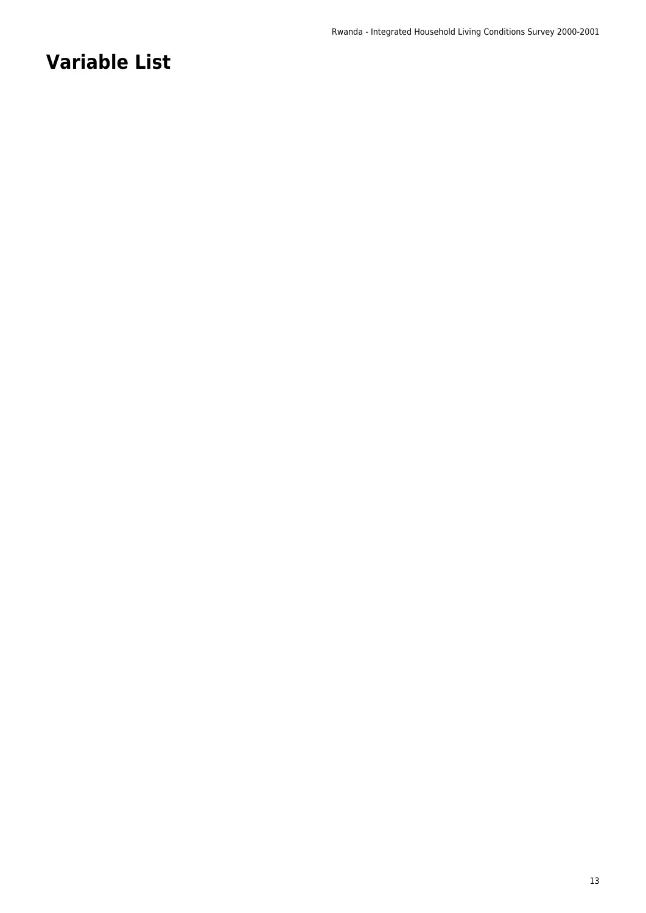# Variable List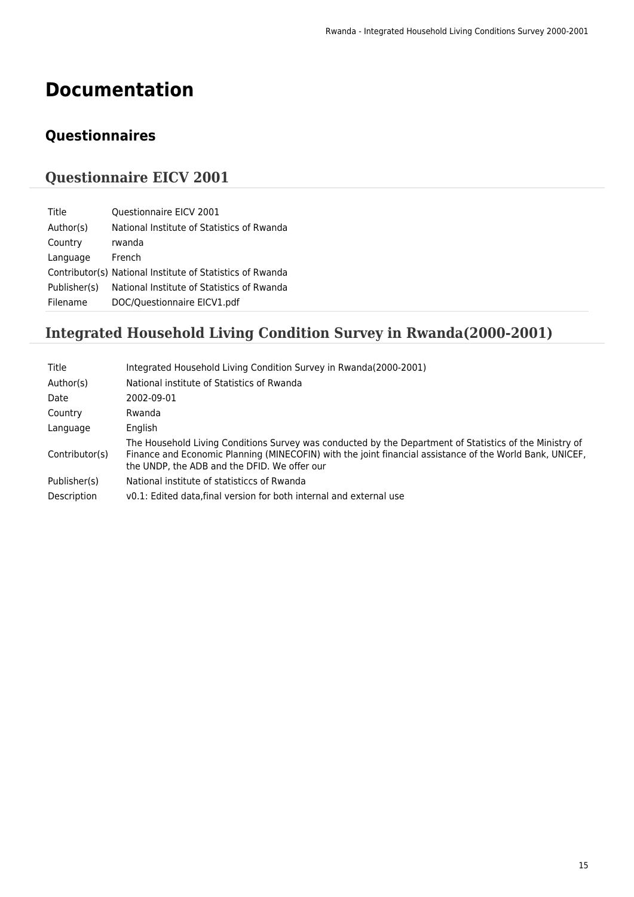# Documentation

## Questionnaires

### Questionnaire EICV 2001

| | |
|---|---|
| Title | Questionnaire EICV 2001 |
| Author(s) | National Institute of Statistics of Rwanda |
| Country | rwanda |
| Language | French |
| Contributor(s) | National Institute of Statistics of Rwanda |
| Publisher(s) | National Institute of Statistics of Rwanda |
| Filename | DOC/Questionnaire EICV1.pdf |

### Integrated Household Living Condition Survey in Rwanda(2000-2001)

| | |
|---|---|
| Title | Integrated Household Living Condition Survey in Rwanda(2000-2001) |
| Author(s) | National institute of Statistics of Rwanda |
| Date | 2002-09-01 |
| Country | Rwanda |
| Language | English |
| Contributor(s) | The Household Living Conditions Survey was conducted by the Department of Statistics of the Ministry of Finance and Economic Planning (MINECOFIN) with the joint financial assistance of the World Bank, UNICEF, the UNDP, the ADB and the DFID. We offer our |
| Publisher(s) | National institute of statisticcs of Rwanda |
| Description | v0.1: Edited data,final version for both internal and external use |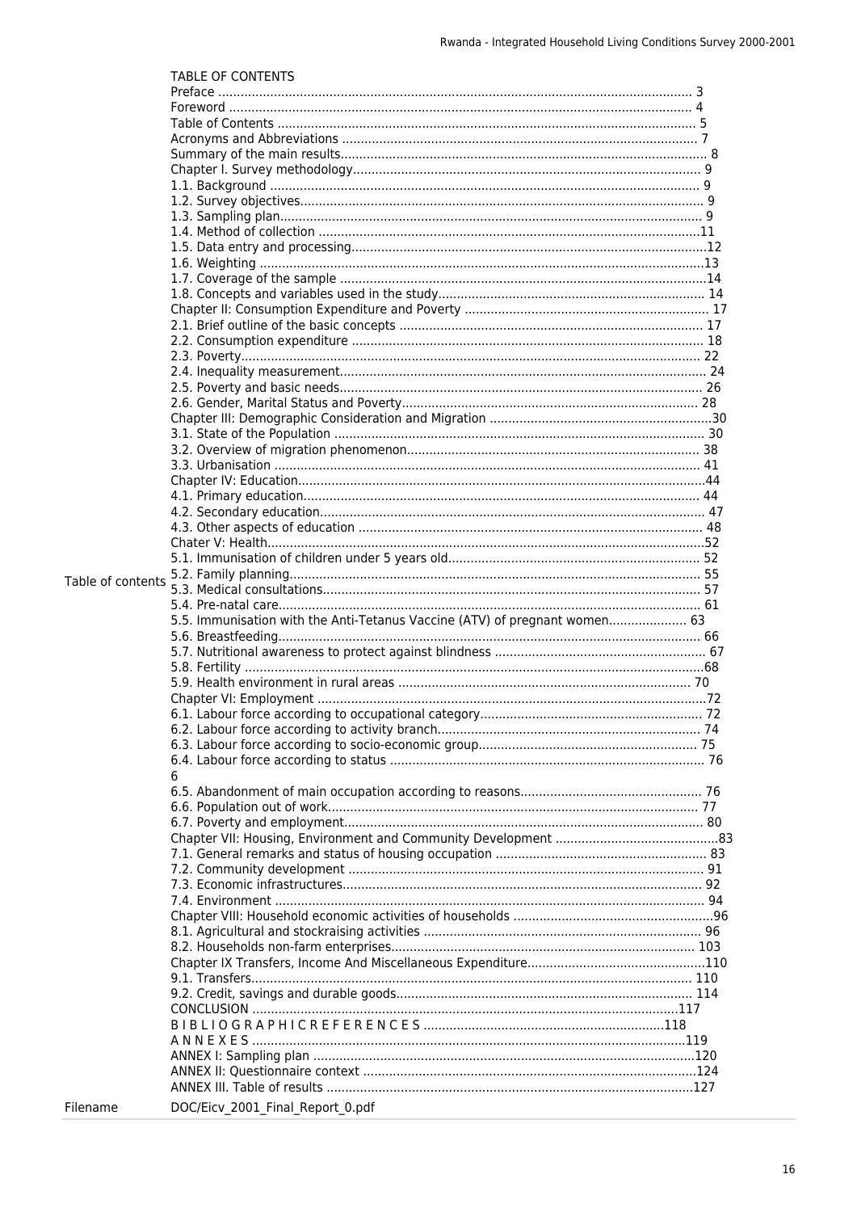| | |
|---|---|
| Table of contents | TABLE OF CONTENTS<br>Preface ............................................................................................................... 3<br>Foreword ............................................................................................................ 4<br>Table of Contents ................................................................................................ 5<br>Acronyms and Abbreviations ................................................................................ 7<br>Summary of the main results.................................................................................. 8<br>Chapter I. Survey methodology............................................................................. 9<br>1.1. Background .................................................................................................... 9<br>1.2. Survey objectives............................................................................................ 9<br>1.3. Sampling plan................................................................................................. 9<br>1.4. Method of collection .......................................................................................11<br>1.5. Data entry and processing...............................................................................12<br>1.6. Weighting ........................................................................................................13<br>1.7. Coverage of the sample ..................................................................................14<br>1.8. Concepts and variables used in the study....................................................... 14<br>Chapter II: Consumption Expenditure and Poverty .................................................. 17<br>2.1. Brief outline of the basic concepts .................................................................. 17<br>2.2. Consumption expenditure .............................................................................. 18<br>2.3. Poverty............................................................................................................ 22<br>2.4. Inequality measurement.................................................................................. 24<br>2.5. Poverty and basic needs.................................................................................. 26<br>2.6. Gender, Marital Status and Poverty................................................................ 28<br>Chapter III: Demographic Consideration and Migration ............................................30<br>3.1. State of the Population ................................................................................... 30<br>3.2. Overview of migration phenomenon............................................................... 38<br>3.3. Urbanisation .................................................................................................. 41<br>Chapter IV: Education.............................................................................................44<br>4.1. Primary education........................................................................................... 44<br>4.2. Secondary education....................................................................................... 47<br>4.3. Other aspects of education ............................................................................. 48<br>Chater V: Health......................................................................................................52<br>5.1. Immunisation of children under 5 years old.................................................... 52<br>5.2. Family planning.............................................................................................. 55<br>5.3. Medical consultations..................................................................................... 57<br>5.4. Pre-natal care.................................................................................................. 61<br>5.5. Immunisation with the Anti-Tetanus Vaccine (ATV) of pregnant women..................... 63<br>5.6. Breastfeeding.................................................................................................. 66<br>5.7. Nutritional awareness to protect against blindness ......................................... 67<br>5.8. Fertility ...........................................................................................................68<br>5.9. Health environment in rural areas ............................................................... 70<br>Chapter VI: Employment .........................................................................................72<br>6.1. Labour force according to occupational category............................................ 72<br>6.2. Labour force according to activity branch....................................................... 74<br>6.3. Labour force according to socio-economic group............................................ 75<br>6.4. Labour force according to status .................................................................... 76<br>6<br>6.5. Abandonment of main occupation according to reasons................................. 76<br>6.6. Population out of work.................................................................................... 77<br>6.7. Poverty and employment................................................................................ 80<br>Chapter VII: Housing, Environment and Community Development ............................83<br>7.1. General remarks and status of housing occupation ......................................... 83<br>7.2. Community development ............................................................................... 91<br>7.3. Economic infrastructures................................................................................ 92<br>7.4. Environment ................................................................................................... 94<br>Chapter VIII: Household economic activities of households ......................................96<br>8.1. Agricultural and stockraising activities ........................................................... 96<br>8.2. Households non-farm enterprises.................................................................. 103<br>Chapter IX Transfers, Income And Miscellaneous Expenditure................................110<br>9.1. Transfers....................................................................................................... 110<br>9.2. Credit, savings and durable goods................................................................ 114<br>CONCLUSION ...................................................................................................117<br>B I B L I O G R A P H I C R E F E R E N C E S ................................................................118<br>A N N E X E S .....................................................................................................119<br>ANNEX I: Sampling plan .......................................................................................120<br>ANNEX II: Questionnaire context ..........................................................................124<br>ANNEX III. Table of results ...................................................................................127 |
| Filename | DOC/Eicv_2001_Final_Report_0.pdf |